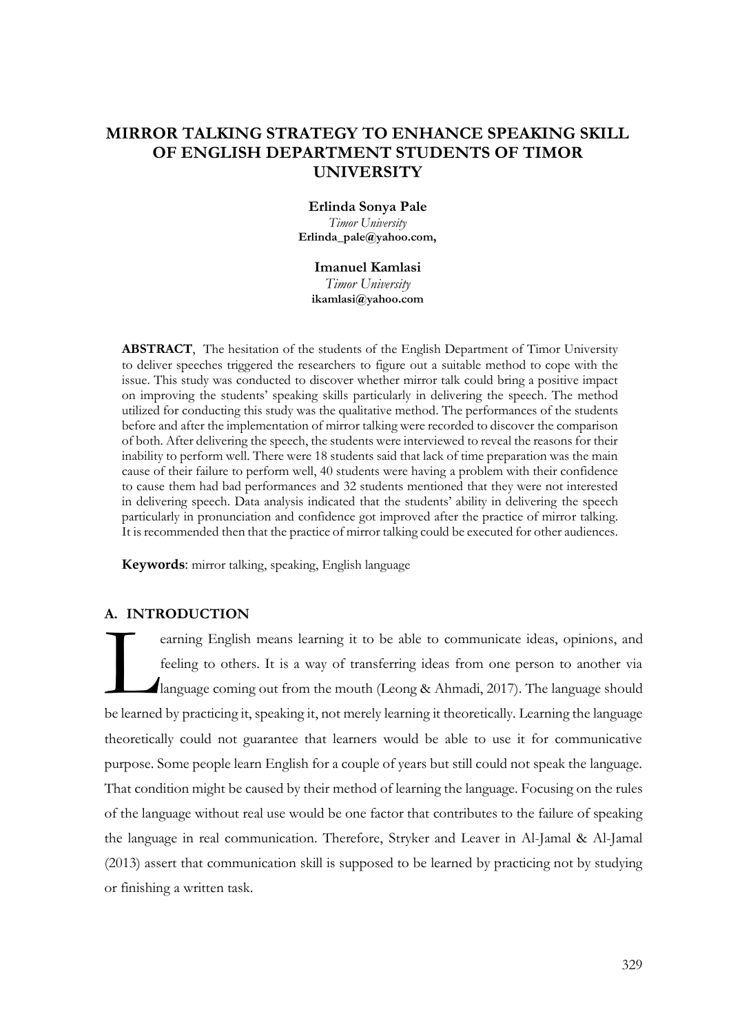# MIRROR TALKING STRATEGY TO ENHANCE SPEAKING SKILL OF ENGLISH DEPARTMENT STUDENTS OF TIMOR UNIVERSITY

**Erlinda Sonya Pale**
*Timor University*
**Erlinda_pale@yahoo.com,**

**Imanuel Kamlasi**
*Timor University*
**ikamlasi@yahoo.com**

**ABSTRACT**, The hesitation of the students of the English Department of Timor University to deliver speeches triggered the researchers to figure out a suitable method to cope with the issue. This study was conducted to discover whether mirror talk could bring a positive impact on improving the students' speaking skills particularly in delivering the speech. The method utilized for conducting this study was the qualitative method. The performances of the students before and after the implementation of mirror talking were recorded to discover the comparison of both. After delivering the speech, the students were interviewed to reveal the reasons for their inability to perform well. There were 18 students said that lack of time preparation was the main cause of their failure to perform well, 40 students were having a problem with their confidence to cause them had bad performances and 32 students mentioned that they were not interested in delivering speech. Data analysis indicated that the students' ability in delivering the speech particularly in pronunciation and confidence got improved after the practice of mirror talking. It is recommended then that the practice of mirror talking could be executed for other audiences.

**Keywords**: mirror talking, speaking, English language

## A. INTRODUCTION

Learning English means learning it to be able to communicate ideas, opinions, and feeling to others. It is a way of transferring ideas from one person to another via language coming out from the mouth (Leong & Ahmadi, 2017). The language should be learned by practicing it, speaking it, not merely learning it theoretically. Learning the language theoretically could not guarantee that learners would be able to use it for communicative purpose. Some people learn English for a couple of years but still could not speak the language. That condition might be caused by their method of learning the language. Focusing on the rules of the language without real use would be one factor that contributes to the failure of speaking the language in real communication. Therefore, Stryker and Leaver in Al-Jamal & Al-Jamal (2013) assert that communication skill is supposed to be learned by practicing not by studying or finishing a written task.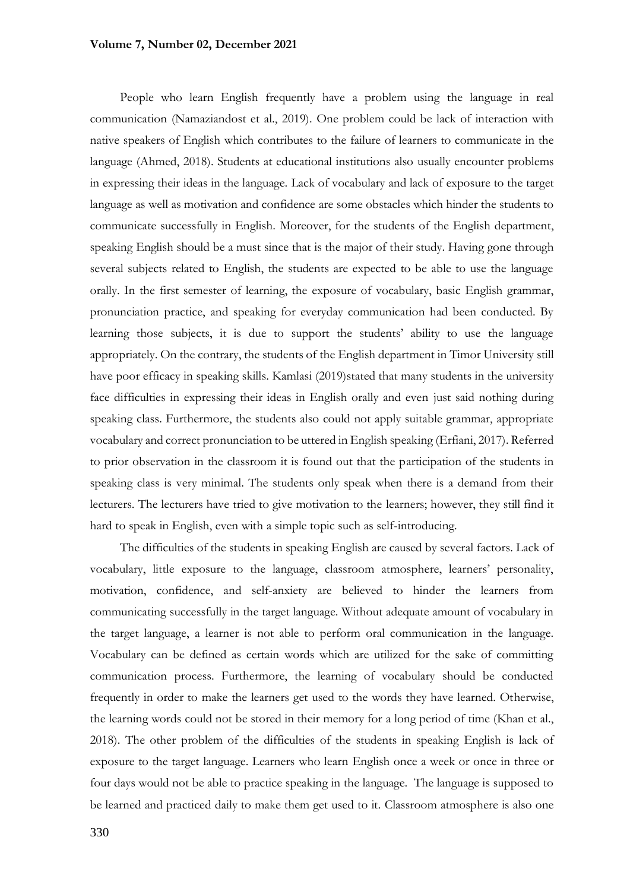People who learn English frequently have a problem using the language in real communication (Namaziandost et al., 2019). One problem could be lack of interaction with native speakers of English which contributes to the failure of learners to communicate in the language (Ahmed, 2018). Students at educational institutions also usually encounter problems in expressing their ideas in the language. Lack of vocabulary and lack of exposure to the target language as well as motivation and confidence are some obstacles which hinder the students to communicate successfully in English. Moreover, for the students of the English department, speaking English should be a must since that is the major of their study. Having gone through several subjects related to English, the students are expected to be able to use the language orally. In the first semester of learning, the exposure of vocabulary, basic English grammar, pronunciation practice, and speaking for everyday communication had been conducted. By learning those subjects, it is due to support the students' ability to use the language appropriately. On the contrary, the students of the English department in Timor University still have poor efficacy in speaking skills. Kamlasi (2019)stated that many students in the university face difficulties in expressing their ideas in English orally and even just said nothing during speaking class. Furthermore, the students also could not apply suitable grammar, appropriate vocabulary and correct pronunciation to be uttered in English speaking (Erfiani, 2017). Referred to prior observation in the classroom it is found out that the participation of the students in speaking class is very minimal. The students only speak when there is a demand from their lecturers. The lecturers have tried to give motivation to the learners; however, they still find it hard to speak in English, even with a simple topic such as self-introducing.

The difficulties of the students in speaking English are caused by several factors. Lack of vocabulary, little exposure to the language, classroom atmosphere, learners' personality, motivation, confidence, and self-anxiety are believed to hinder the learners from communicating successfully in the target language. Without adequate amount of vocabulary in the target language, a learner is not able to perform oral communication in the language. Vocabulary can be defined as certain words which are utilized for the sake of committing communication process. Furthermore, the learning of vocabulary should be conducted frequently in order to make the learners get used to the words they have learned. Otherwise, the learning words could not be stored in their memory for a long period of time (Khan et al., 2018). The other problem of the difficulties of the students in speaking English is lack of exposure to the target language. Learners who learn English once a week or once in three or four days would not be able to practice speaking in the language. The language is supposed to be learned and practiced daily to make them get used to it. Classroom atmosphere is also one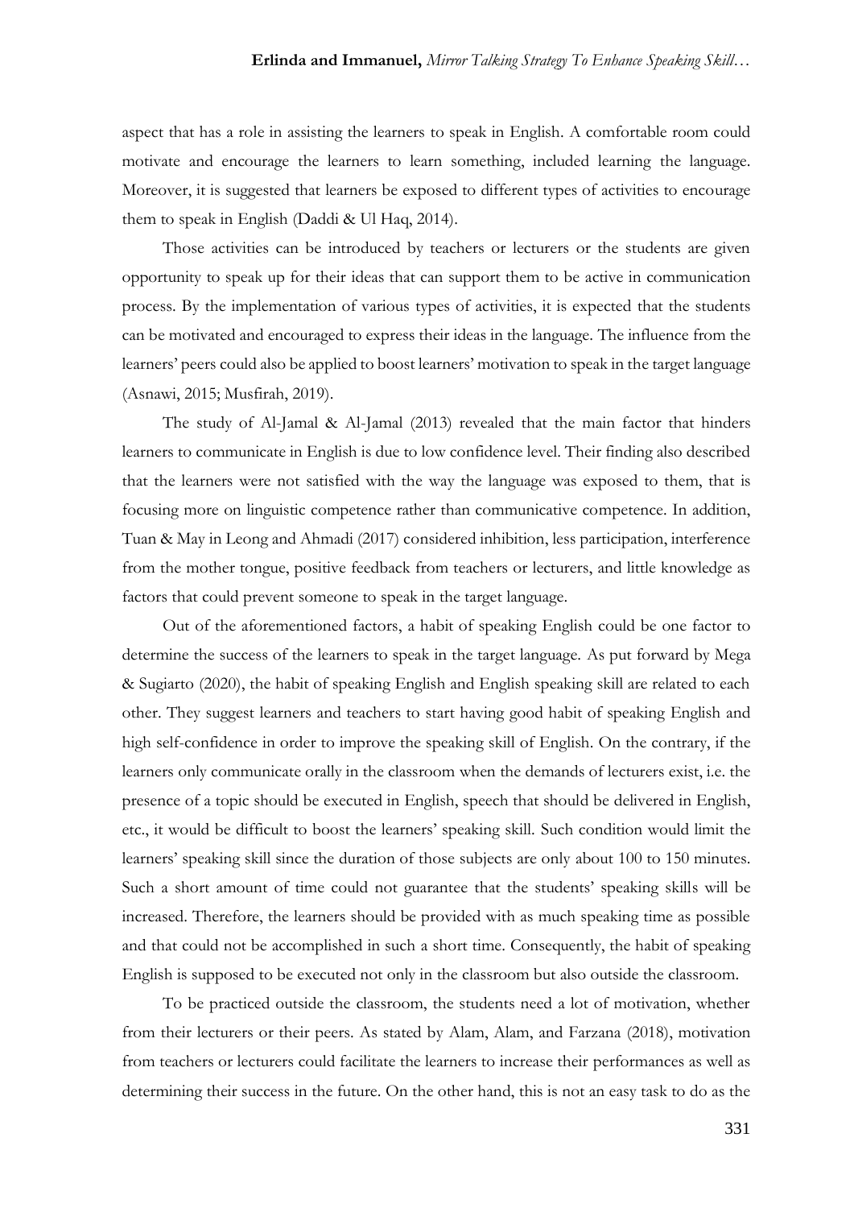aspect that has a role in assisting the learners to speak in English. A comfortable room could motivate and encourage the learners to learn something, included learning the language. Moreover, it is suggested that learners be exposed to different types of activities to encourage them to speak in English (Daddi & Ul Haq, 2014).

Those activities can be introduced by teachers or lecturers or the students are given opportunity to speak up for their ideas that can support them to be active in communication process. By the implementation of various types of activities, it is expected that the students can be motivated and encouraged to express their ideas in the language. The influence from the learners' peers could also be applied to boost learners' motivation to speak in the target language (Asnawi, 2015; Musfirah, 2019).

The study of Al-Jamal & Al-Jamal (2013) revealed that the main factor that hinders learners to communicate in English is due to low confidence level. Their finding also described that the learners were not satisfied with the way the language was exposed to them, that is focusing more on linguistic competence rather than communicative competence. In addition, Tuan & May in Leong and Ahmadi (2017) considered inhibition, less participation, interference from the mother tongue, positive feedback from teachers or lecturers, and little knowledge as factors that could prevent someone to speak in the target language.

Out of the aforementioned factors, a habit of speaking English could be one factor to determine the success of the learners to speak in the target language. As put forward by Mega & Sugiarto (2020), the habit of speaking English and English speaking skill are related to each other. They suggest learners and teachers to start having good habit of speaking English and high self-confidence in order to improve the speaking skill of English. On the contrary, if the learners only communicate orally in the classroom when the demands of lecturers exist, i.e. the presence of a topic should be executed in English, speech that should be delivered in English, etc., it would be difficult to boost the learners' speaking skill. Such condition would limit the learners' speaking skill since the duration of those subjects are only about 100 to 150 minutes. Such a short amount of time could not guarantee that the students' speaking skills will be increased. Therefore, the learners should be provided with as much speaking time as possible and that could not be accomplished in such a short time. Consequently, the habit of speaking English is supposed to be executed not only in the classroom but also outside the classroom.

To be practiced outside the classroom, the students need a lot of motivation, whether from their lecturers or their peers. As stated by Alam, Alam, and Farzana (2018), motivation from teachers or lecturers could facilitate the learners to increase their performances as well as determining their success in the future. On the other hand, this is not an easy task to do as the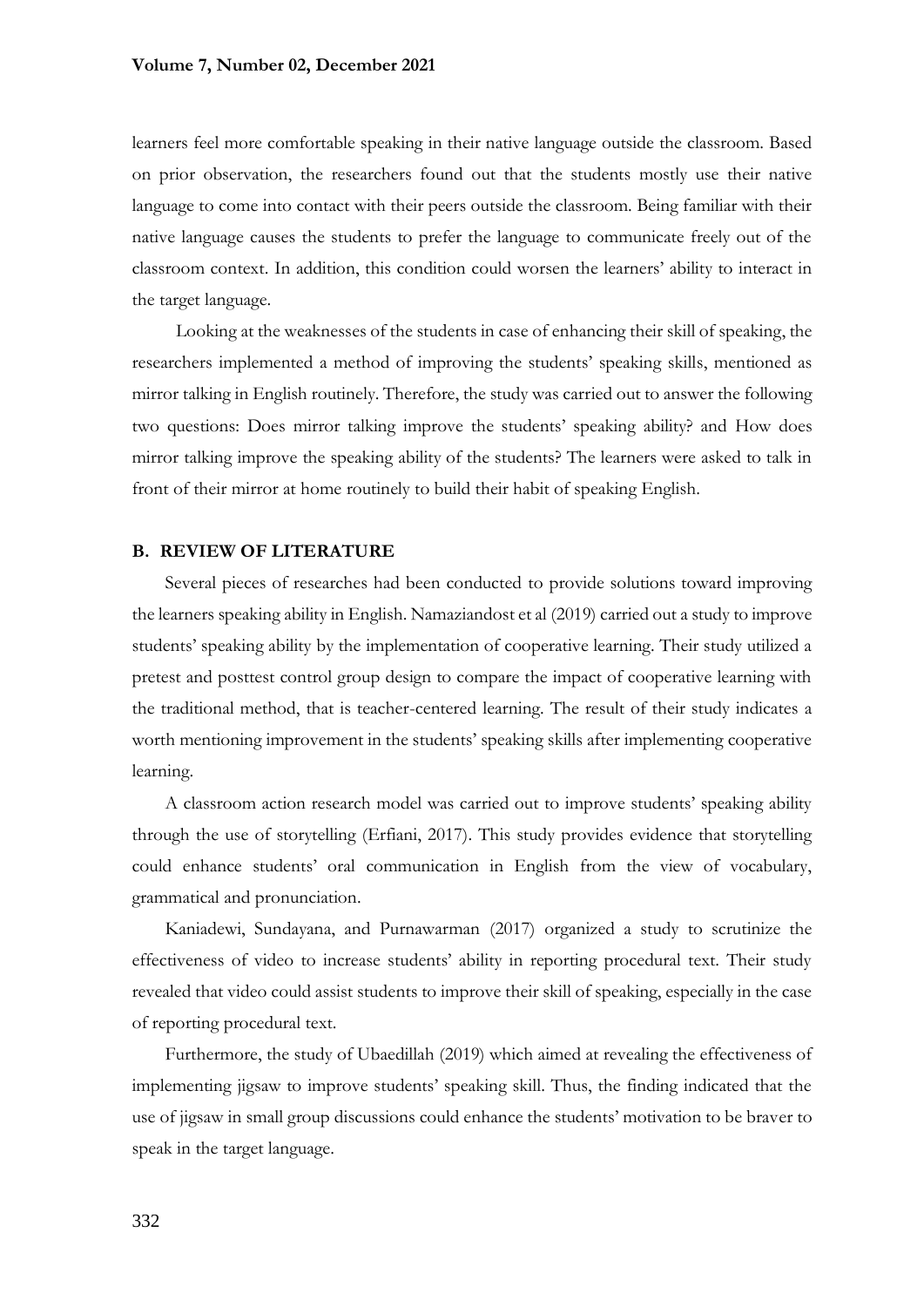learners feel more comfortable speaking in their native language outside the classroom. Based on prior observation, the researchers found out that the students mostly use their native language to come into contact with their peers outside the classroom. Being familiar with their native language causes the students to prefer the language to communicate freely out of the classroom context. In addition, this condition could worsen the learners' ability to interact in the target language.

Looking at the weaknesses of the students in case of enhancing their skill of speaking, the researchers implemented a method of improving the students' speaking skills, mentioned as mirror talking in English routinely. Therefore, the study was carried out to answer the following two questions: Does mirror talking improve the students' speaking ability? and How does mirror talking improve the speaking ability of the students? The learners were asked to talk in front of their mirror at home routinely to build their habit of speaking English.

## B. REVIEW OF LITERATURE

Several pieces of researches had been conducted to provide solutions toward improving the learners speaking ability in English. Namaziandost et al (2019) carried out a study to improve students' speaking ability by the implementation of cooperative learning. Their study utilized a pretest and posttest control group design to compare the impact of cooperative learning with the traditional method, that is teacher-centered learning. The result of their study indicates a worth mentioning improvement in the students' speaking skills after implementing cooperative learning.

A classroom action research model was carried out to improve students' speaking ability through the use of storytelling (Erfiani, 2017). This study provides evidence that storytelling could enhance students' oral communication in English from the view of vocabulary, grammatical and pronunciation.

Kaniadewi, Sundayana, and Purnawarman (2017) organized a study to scrutinize the effectiveness of video to increase students' ability in reporting procedural text. Their study revealed that video could assist students to improve their skill of speaking, especially in the case of reporting procedural text.

Furthermore, the study of Ubaedillah (2019) which aimed at revealing the effectiveness of implementing jigsaw to improve students' speaking skill. Thus, the finding indicated that the use of jigsaw in small group discussions could enhance the students' motivation to be braver to speak in the target language.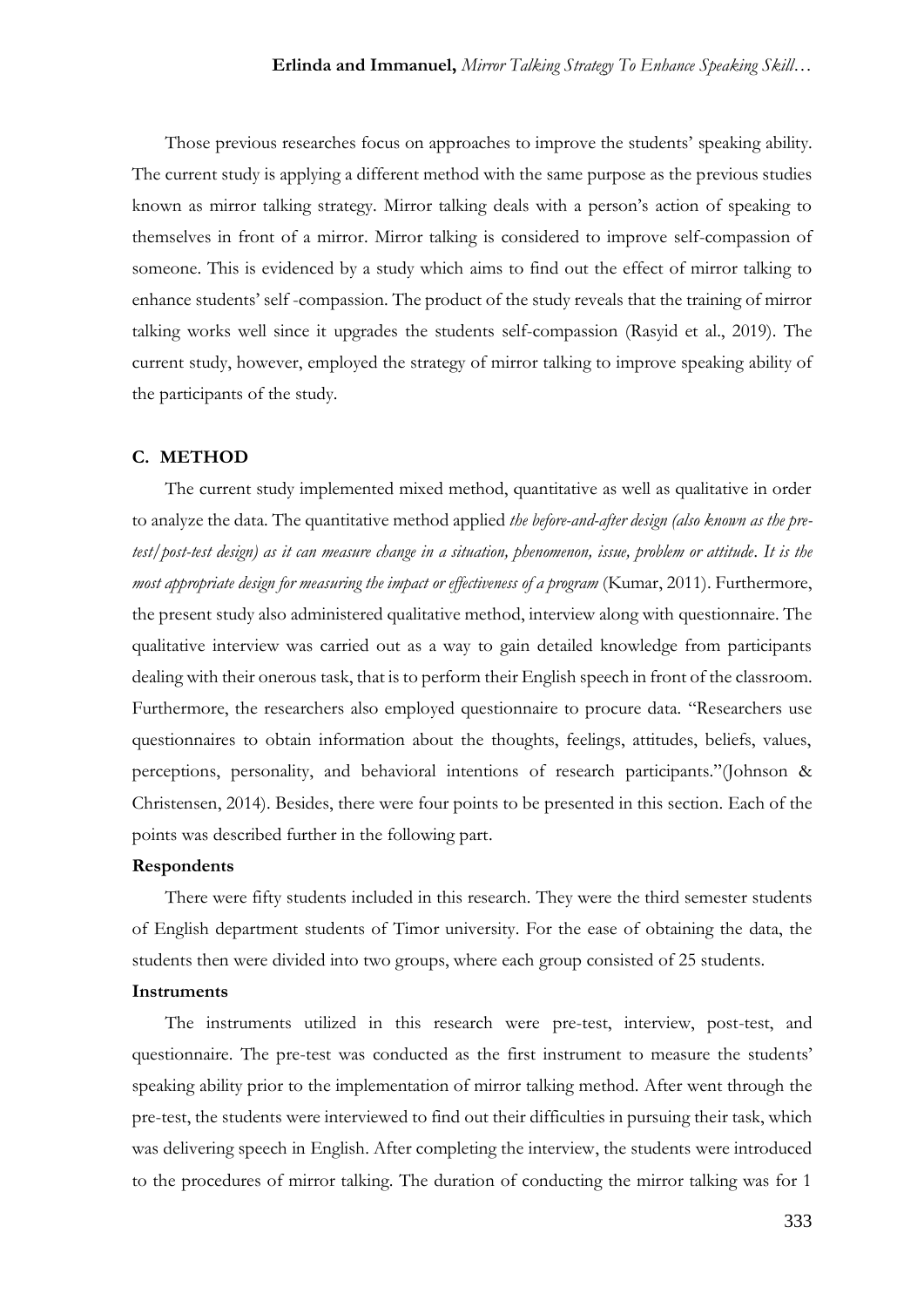Those previous researches focus on approaches to improve the students' speaking ability. The current study is applying a different method with the same purpose as the previous studies known as mirror talking strategy. Mirror talking deals with a person's action of speaking to themselves in front of a mirror. Mirror talking is considered to improve self-compassion of someone. This is evidenced by a study which aims to find out the effect of mirror talking to enhance students' self -compassion. The product of the study reveals that the training of mirror talking works well since it upgrades the students self-compassion (Rasyid et al., 2019). The current study, however, employed the strategy of mirror talking to improve speaking ability of the participants of the study.

## C. METHOD

The current study implemented mixed method, quantitative as well as qualitative in order to analyze the data. The quantitative method applied *the before-and-after design (also known as the pre-test/post-test design) as it can measure change in a situation, phenomenon, issue, problem or attitude. It is the most appropriate design for measuring the impact or effectiveness of a program* (Kumar, 2011). Furthermore, the present study also administered qualitative method, interview along with questionnaire. The qualitative interview was carried out as a way to gain detailed knowledge from participants dealing with their onerous task, that is to perform their English speech in front of the classroom. Furthermore, the researchers also employed questionnaire to procure data. "Researchers use questionnaires to obtain information about the thoughts, feelings, attitudes, beliefs, values, perceptions, personality, and behavioral intentions of research participants."(Johnson & Christensen, 2014). Besides, there were four points to be presented in this section. Each of the points was described further in the following part.

### Respondents

There were fifty students included in this research. They were the third semester students of English department students of Timor university. For the ease of obtaining the data, the students then were divided into two groups, where each group consisted of 25 students.

### Instruments

The instruments utilized in this research were pre-test, interview, post-test, and questionnaire. The pre-test was conducted as the first instrument to measure the students' speaking ability prior to the implementation of mirror talking method. After went through the pre-test, the students were interviewed to find out their difficulties in pursuing their task, which was delivering speech in English. After completing the interview, the students were introduced to the procedures of mirror talking. The duration of conducting the mirror talking was for 1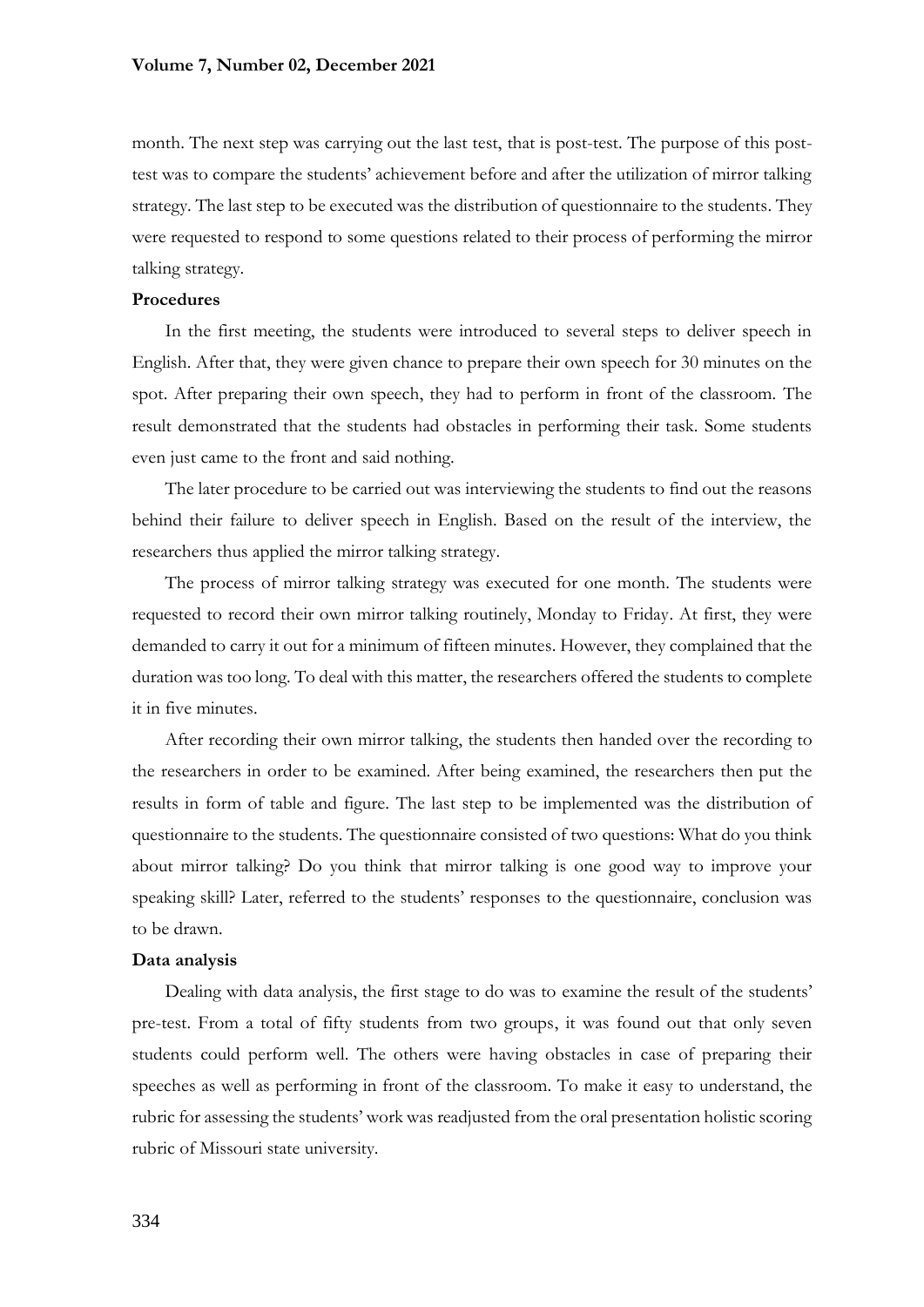month. The next step was carrying out the last test, that is post-test. The purpose of this post-test was to compare the students' achievement before and after the utilization of mirror talking strategy. The last step to be executed was the distribution of questionnaire to the students. They were requested to respond to some questions related to their process of performing the mirror talking strategy.

**Procedures**

In the first meeting, the students were introduced to several steps to deliver speech in English. After that, they were given chance to prepare their own speech for 30 minutes on the spot. After preparing their own speech, they had to perform in front of the classroom. The result demonstrated that the students had obstacles in performing their task. Some students even just came to the front and said nothing.

The later procedure to be carried out was interviewing the students to find out the reasons behind their failure to deliver speech in English. Based on the result of the interview, the researchers thus applied the mirror talking strategy.

The process of mirror talking strategy was executed for one month. The students were requested to record their own mirror talking routinely, Monday to Friday. At first, they were demanded to carry it out for a minimum of fifteen minutes. However, they complained that the duration was too long. To deal with this matter, the researchers offered the students to complete it in five minutes.

After recording their own mirror talking, the students then handed over the recording to the researchers in order to be examined. After being examined, the researchers then put the results in form of table and figure. The last step to be implemented was the distribution of questionnaire to the students. The questionnaire consisted of two questions: What do you think about mirror talking? Do you think that mirror talking is one good way to improve your speaking skill? Later, referred to the students' responses to the questionnaire, conclusion was to be drawn.

**Data analysis**

Dealing with data analysis, the first stage to do was to examine the result of the students' pre-test. From a total of fifty students from two groups, it was found out that only seven students could perform well. The others were having obstacles in case of preparing their speeches as well as performing in front of the classroom. To make it easy to understand, the rubric for assessing the students' work was readjusted from the oral presentation holistic scoring rubric of Missouri state university.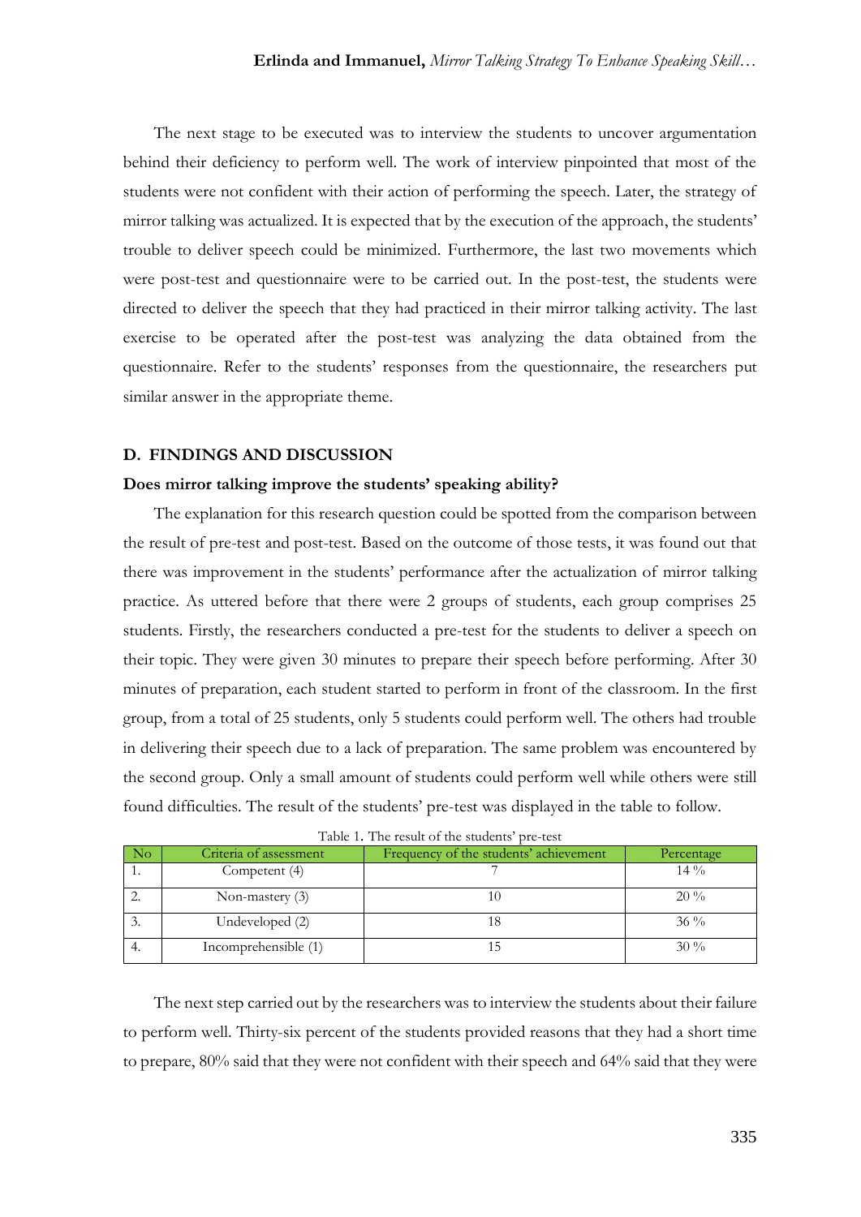The next stage to be executed was to interview the students to uncover argumentation behind their deficiency to perform well. The work of interview pinpointed that most of the students were not confident with their action of performing the speech. Later, the strategy of mirror talking was actualized. It is expected that by the execution of the approach, the students' trouble to deliver speech could be minimized. Furthermore, the last two movements which were post-test and questionnaire were to be carried out. In the post-test, the students were directed to deliver the speech that they had practiced in their mirror talking activity. The last exercise to be operated after the post-test was analyzing the data obtained from the questionnaire. Refer to the students' responses from the questionnaire, the researchers put similar answer in the appropriate theme.

## D. FINDINGS AND DISCUSSION

### Does mirror talking improve the students' speaking ability?

The explanation for this research question could be spotted from the comparison between the result of pre-test and post-test. Based on the outcome of those tests, it was found out that there was improvement in the students' performance after the actualization of mirror talking practice. As uttered before that there were 2 groups of students, each group comprises 25 students. Firstly, the researchers conducted a pre-test for the students to deliver a speech on their topic. They were given 30 minutes to prepare their speech before performing. After 30 minutes of preparation, each student started to perform in front of the classroom. In the first group, from a total of 25 students, only 5 students could perform well. The others had trouble in delivering their speech due to a lack of preparation. The same problem was encountered by the second group. Only a small amount of students could perform well while others were still found difficulties. The result of the students' pre-test was displayed in the table to follow.

Table 1. The result of the students' pre-test

| No | Criteria of assessment | Frequency of the students' achievement | Percentage |
|---|---|---|---|
| 1. | Competent (4) | 7 | 14 % |
| 2. | Non-mastery (3) | 10 | 20 % |
| 3. | Undeveloped (2) | 18 | 36 % |
| 4. | Incomprehensible (1) | 15 | 30 % |

The next step carried out by the researchers was to interview the students about their failure to perform well. Thirty-six percent of the students provided reasons that they had a short time to prepare, 80% said that they were not confident with their speech and 64% said that they were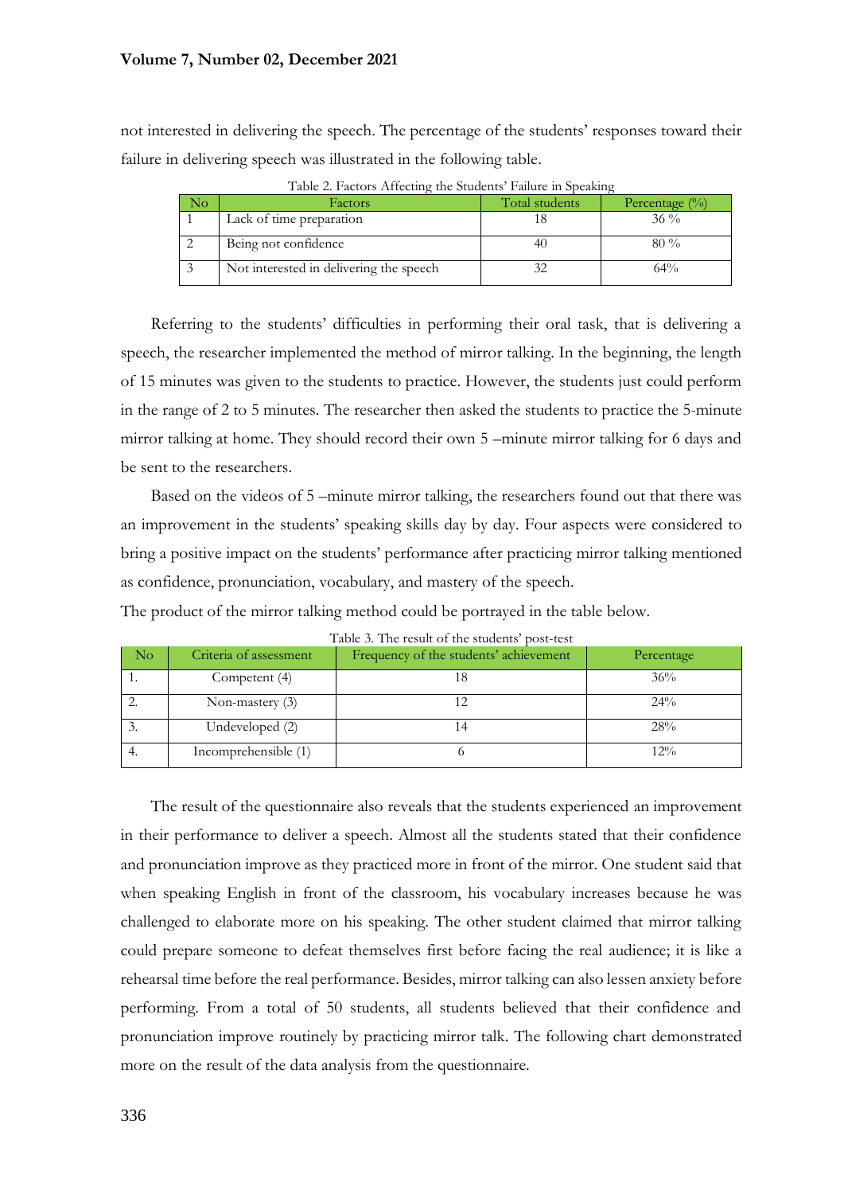not interested in delivering the speech. The percentage of the students' responses toward their failure in delivering speech was illustrated in the following table.

Table 2. Factors Affecting the Students' Failure in Speaking

| No | Factors | Total students | Percentage (%) |
| --- | --- | --- | --- |
| 1 | Lack of time preparation | 18 | 36 % |
| 2 | Being not confidence | 40 | 80 % |
| 3 | Not interested in delivering the speech | 32 | 64% |

Referring to the students' difficulties in performing their oral task, that is delivering a speech, the researcher implemented the method of mirror talking. In the beginning, the length of 15 minutes was given to the students to practice. However, the students just could perform in the range of 2 to 5 minutes. The researcher then asked the students to practice the 5-minute mirror talking at home. They should record their own 5 –minute mirror talking for 6 days and be sent to the researchers.

Based on the videos of 5 –minute mirror talking, the researchers found out that there was an improvement in the students' speaking skills day by day. Four aspects were considered to bring a positive impact on the students' performance after practicing mirror talking mentioned as confidence, pronunciation, vocabulary, and mastery of the speech.

The product of the mirror talking method could be portrayed in the table below.

Table 3. The result of the students' post-test

| No | Criteria of assessment | Frequency of the students' achievement | Percentage |
| --- | --- | --- | --- |
| 1. | Competent (4) | 18 | 36% |
| 2. | Non-mastery (3) | 12 | 24% |
| 3. | Undeveloped (2) | 14 | 28% |
| 4. | Incomprehensible (1) | 6 | 12% |

The result of the questionnaire also reveals that the students experienced an improvement in their performance to deliver a speech. Almost all the students stated that their confidence and pronunciation improve as they practiced more in front of the mirror. One student said that when speaking English in front of the classroom, his vocabulary increases because he was challenged to elaborate more on his speaking. The other student claimed that mirror talking could prepare someone to defeat themselves first before facing the real audience; it is like a rehearsal time before the real performance. Besides, mirror talking can also lessen anxiety before performing. From a total of 50 students, all students believed that their confidence and pronunciation improve routinely by practicing mirror talk. The following chart demonstrated more on the result of the data analysis from the questionnaire.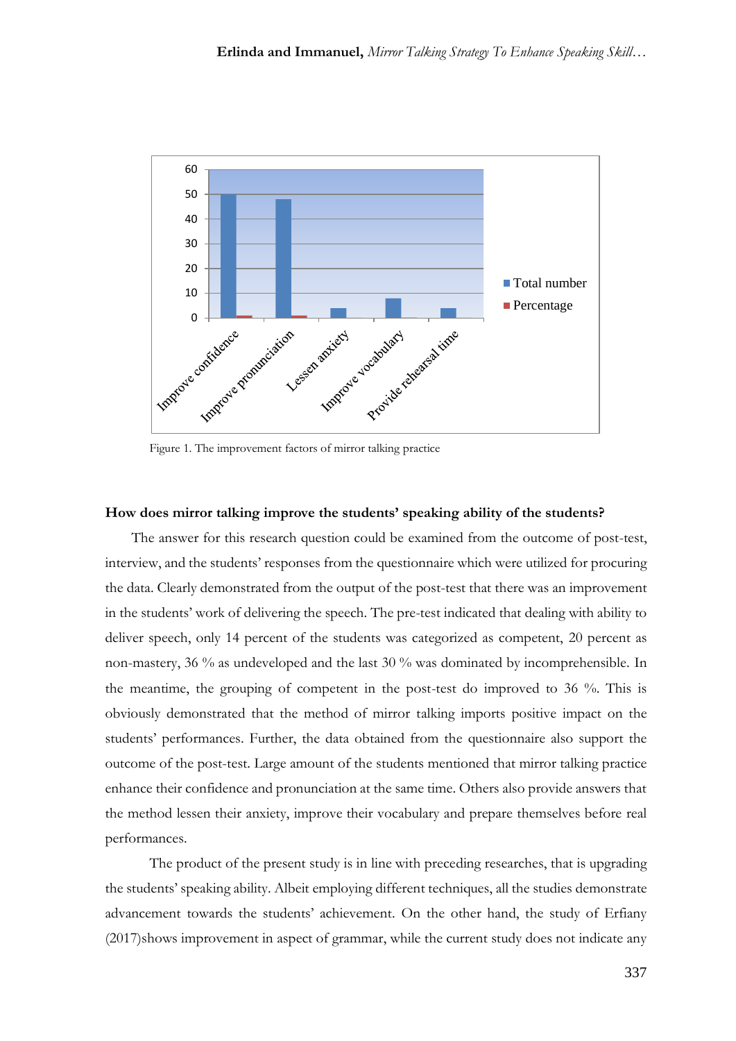Figure 1. The improvement factors of mirror talking practice

**How does mirror talking improve the students' speaking ability of the students?**

The answer for this research question could be examined from the outcome of post-test, interview, and the students' responses from the questionnaire which were utilized for procuring the data. Clearly demonstrated from the output of the post-test that there was an improvement in the students' work of delivering the speech. The pre-test indicated that dealing with ability to deliver speech, only 14 percent of the students was categorized as competent, 20 percent as non-mastery, 36 % as undeveloped and the last 30 % was dominated by incomprehensible. In the meantime, the grouping of competent in the post-test do improved to 36 %. This is obviously demonstrated that the method of mirror talking imports positive impact on the students' performances. Further, the data obtained from the questionnaire also support the outcome of the post-test. Large amount of the students mentioned that mirror talking practice enhance their confidence and pronunciation at the same time. Others also provide answers that the method lessen their anxiety, improve their vocabulary and prepare themselves before real performances.

The product of the present study is in line with preceding researches, that is upgrading the students' speaking ability. Albeit employing different techniques, all the studies demonstrate advancement towards the students' achievement. On the other hand, the study of Erfiany (2017)shows improvement in aspect of grammar, while the current study does not indicate any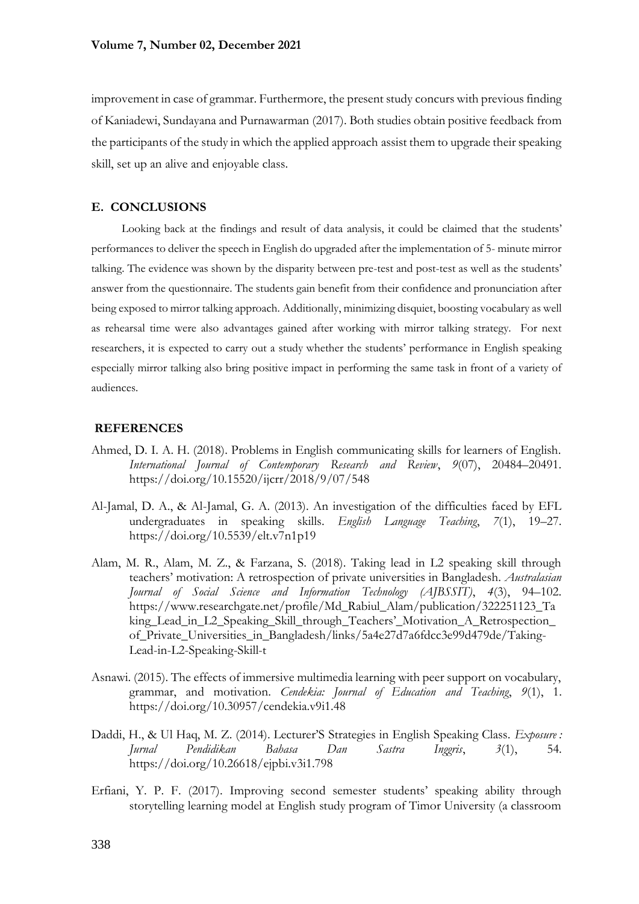improvement in case of grammar. Furthermore, the present study concurs with previous finding of Kaniadewi, Sundayana and Purnawarman (2017). Both studies obtain positive feedback from the participants of the study in which the applied approach assist them to upgrade their speaking skill, set up an alive and enjoyable class.

## E. CONCLUSIONS

Looking back at the findings and result of data analysis, it could be claimed that the students' performances to deliver the speech in English do upgraded after the implementation of 5- minute mirror talking. The evidence was shown by the disparity between pre-test and post-test as well as the students' answer from the questionnaire. The students gain benefit from their confidence and pronunciation after being exposed to mirror talking approach. Additionally, minimizing disquiet, boosting vocabulary as well as rehearsal time were also advantages gained after working with mirror talking strategy. For next researchers, it is expected to carry out a study whether the students' performance in English speaking especially mirror talking also bring positive impact in performing the same task in front of a variety of audiences.

## REFERENCES

Ahmed, D. I. A. H. (2018). Problems in English communicating skills for learners of English. *International Journal of Contemporary Research and Review*, *9*(07), 20484–20491. https://doi.org/10.15520/ijcrr/2018/9/07/548

Al-Jamal, D. A., & Al-Jamal, G. A. (2013). An investigation of the difficulties faced by EFL undergraduates in speaking skills. *English Language Teaching*, *7*(1), 19–27. https://doi.org/10.5539/elt.v7n1p19

Alam, M. R., Alam, M. Z., & Farzana, S. (2018). Taking lead in L2 speaking skill through teachers' motivation: A retrospection of private universities in Bangladesh. *Australasian Journal of Social Science and Information Technology (AJBSSIT)*, *4*(3), 94–102. https://www.researchgate.net/profile/Md_Rabiul_Alam/publication/322251123_Taking_Lead_in_L2_Speaking_Skill_through_Teachers'_Motivation_A_Retrospection_of_Private_Universities_in_Bangladesh/links/5a4e27d7a6fdcc3e99d479de/Taking-Lead-in-L2-Speaking-Skill-t

Asnawi. (2015). The effects of immersive multimedia learning with peer support on vocabulary, grammar, and motivation. *Cendekia: Journal of Education and Teaching*, *9*(1), 1. https://doi.org/10.30957/cendekia.v9i1.48

Daddi, H., & Ul Haq, M. Z. (2014). Lecturer'S Strategies in English Speaking Class. *Exposure : Jurnal Pendidikan Bahasa Dan Sastra Inggris*, *3*(1), 54. https://doi.org/10.26618/ejpbi.v3i1.798

Erfiani, Y. P. F. (2017). Improving second semester students' speaking ability through storytelling learning model at English study program of Timor University (a classroom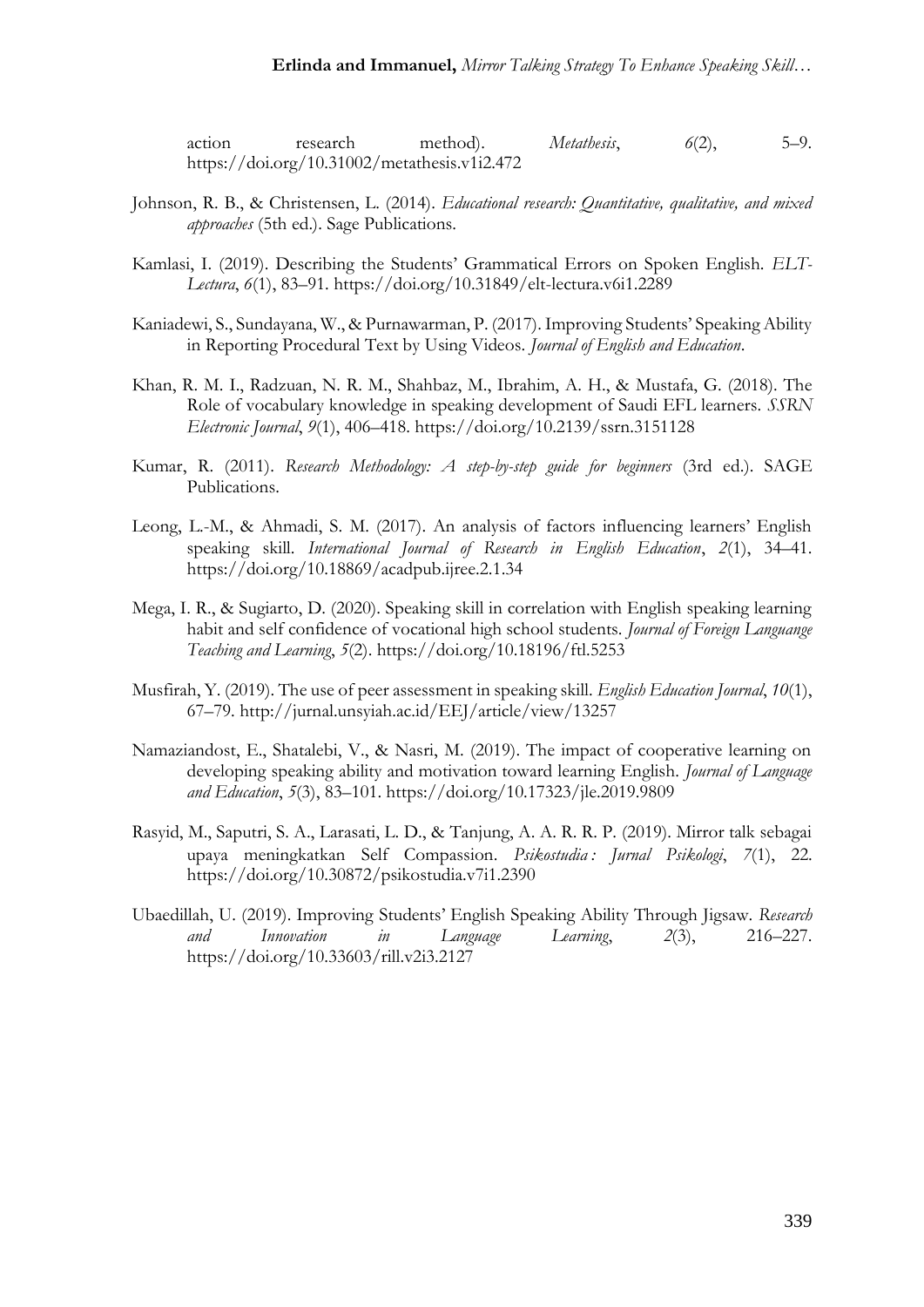action research method). *Metathesis*, *6*(2), 5–9. https://doi.org/10.31002/metathesis.v1i2.472

Johnson, R. B., & Christensen, L. (2014). *Educational research: Quantitative, qualitative, and mixed approaches* (5th ed.). Sage Publications.

Kamlasi, I. (2019). Describing the Students' Grammatical Errors on Spoken English. *ELT-Lectura*, *6*(1), 83–91. https://doi.org/10.31849/elt-lectura.v6i1.2289

Kaniadewi, S., Sundayana, W., & Purnawarman, P. (2017). Improving Students' Speaking Ability in Reporting Procedural Text by Using Videos. *Journal of English and Education*.

Khan, R. M. I., Radzuan, N. R. M., Shahbaz, M., Ibrahim, A. H., & Mustafa, G. (2018). The Role of vocabulary knowledge in speaking development of Saudi EFL learners. *SSRN Electronic Journal*, *9*(1), 406–418. https://doi.org/10.2139/ssrn.3151128

Kumar, R. (2011). *Research Methodology: A step-by-step guide for beginners* (3rd ed.). SAGE Publications.

Leong, L.-M., & Ahmadi, S. M. (2017). An analysis of factors influencing learners' English speaking skill. *International Journal of Research in English Education*, *2*(1), 34–41. https://doi.org/10.18869/acadpub.ijree.2.1.34

Mega, I. R., & Sugiarto, D. (2020). Speaking skill in correlation with English speaking learning habit and self confidence of vocational high school students. *Journal of Foreign Languange Teaching and Learning*, *5*(2). https://doi.org/10.18196/ftl.5253

Musfirah, Y. (2019). The use of peer assessment in speaking skill. *English Education Journal*, *10*(1), 67–79. http://jurnal.unsyiah.ac.id/EEJ/article/view/13257

Namaziandost, E., Shatalebi, V., & Nasri, M. (2019). The impact of cooperative learning on developing speaking ability and motivation toward learning English. *Journal of Language and Education*, *5*(3), 83–101. https://doi.org/10.17323/jle.2019.9809

Rasyid, M., Saputri, S. A., Larasati, L. D., & Tanjung, A. A. R. R. P. (2019). Mirror talk sebagai upaya meningkatkan Self Compassion. *Psikostudia : Jurnal Psikologi*, *7*(1), 22. https://doi.org/10.30872/psikostudia.v7i1.2390

Ubaedillah, U. (2019). Improving Students' English Speaking Ability Through Jigsaw. *Research and Innovation in Language Learning*, *2*(3), 216–227. https://doi.org/10.33603/rill.v2i3.2127